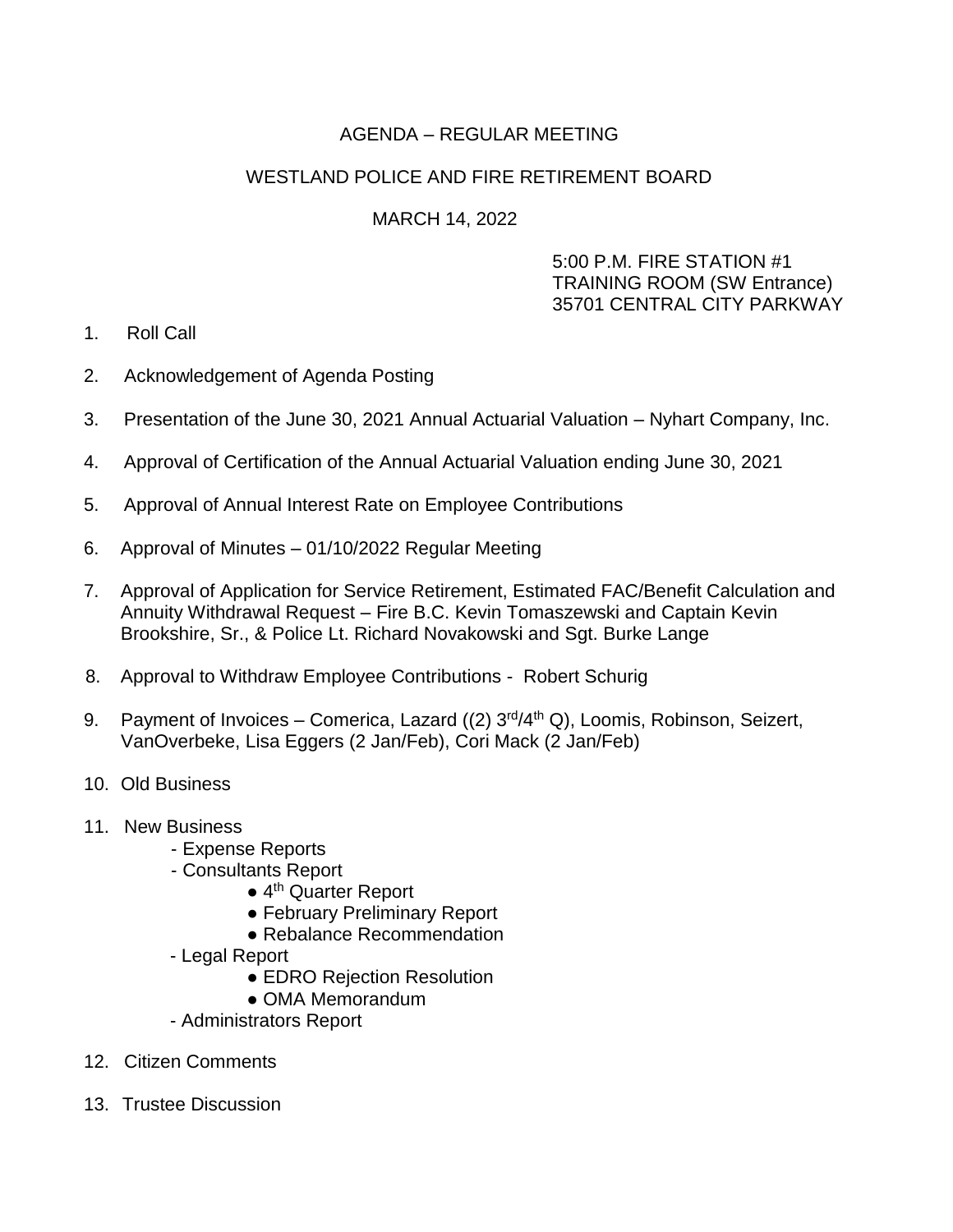# AGENDA – REGULAR MEETING

## WESTLAND POLICE AND FIRE RETIREMENT BOARD

## MARCH 14, 2022

5:00 P.M. FIRE STATION #1
TRAINING ROOM (SW Entrance)
35701 CENTRAL CITY PARKWAY

1. Roll Call
2. Acknowledgement of Agenda Posting
3. Presentation of the June 30, 2021 Annual Actuarial Valuation – Nyhart Company, Inc.
4. Approval of Certification of the Annual Actuarial Valuation ending June 30, 2021
5. Approval of Annual Interest Rate on Employee Contributions
6. Approval of Minutes – 01/10/2022 Regular Meeting
7. Approval of Application for Service Retirement, Estimated FAC/Benefit Calculation and Annuity Withdrawal Request – Fire B.C. Kevin Tomaszewski and Captain Kevin Brookshire, Sr., & Police Lt. Richard Novakowski and Sgt. Burke Lange
8. Approval to Withdraw Employee Contributions - Robert Schurig
9. Payment of Invoices – Comerica, Lazard ((2) 3rd/4th Q), Loomis, Robinson, Seizert, VanOverbeke, Lisa Eggers (2 Jan/Feb), Cori Mack (2 Jan/Feb)
10. Old Business
11. New Business
    - Expense Reports
    - Consultants Report
        - 4th Quarter Report
        - February Preliminary Report
        - Rebalance Recommendation
    - Legal Report
        - EDRO Rejection Resolution
        - OMA Memorandum
    - Administrators Report
12. Citizen Comments
13. Trustee Discussion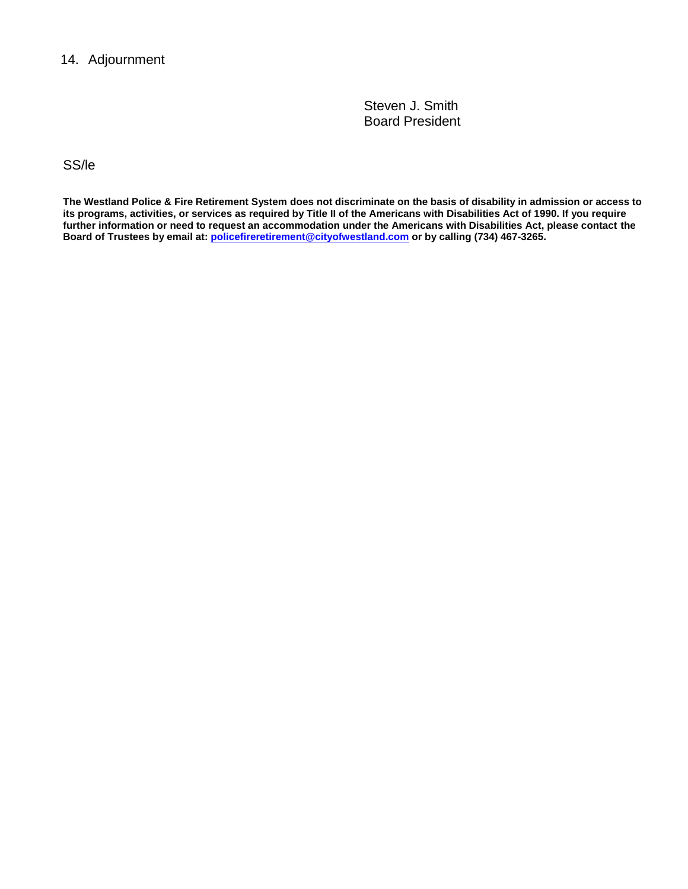14. Adjournment

Steven J. Smith
Board President

SS/le

**The Westland Police & Fire Retirement System does not discriminate on the basis of disability in admission or access to its programs, activities, or services as required by Title II of the Americans with Disabilities Act of 1990. If you require further information or need to request an accommodation under the Americans with Disabilities Act, please contact the Board of Trustees by email at: policefireretirement@cityofwestland.com or by calling (734) 467-3265.**